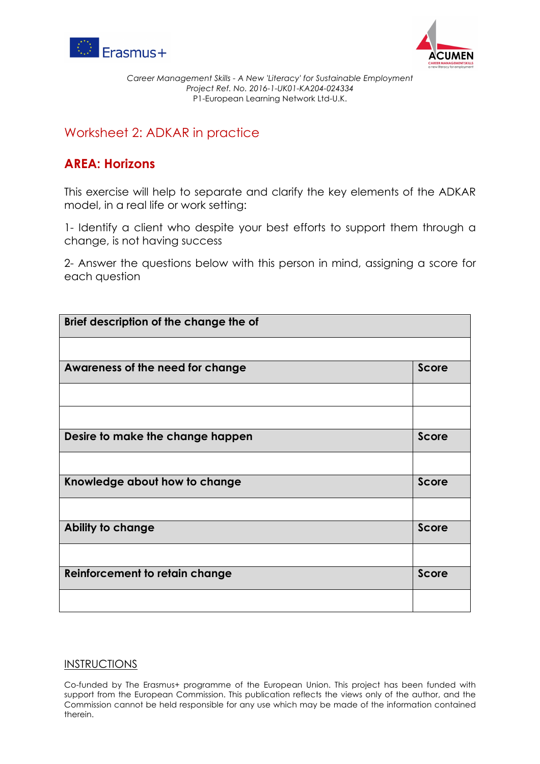*Career Management Skills - A New 'Literacy' for Sustainable Employment*
*Project Ref. No. 2016-1-UK01-KA204-024334*
P1-European Learning Network Ltd-U.K.

## Worksheet 2: ADKAR in practice

## AREA: Horizons

This exercise will help to separate and clarify the key elements of the ADKAR model, in a real life or work setting:

1- Identify a client who despite your best efforts to support them through a change, is not having success

2- Answer the questions below with this person in mind, assigning a score for each question

| **Brief description of the change the of** | |
|---|---|
| | |
| **Awareness of the need for change** | **Score** |
| | |
| | |
| **Desire to make the change happen** | **Score** |
| | |
| **Knowledge about how to change** | **Score** |
| | |
| **Ability to change** | **Score** |
| | |
| **Reinforcement to retain change** | **Score** |
| | |

INSTRUCTIONS

Co-funded by The Erasmus+ programme of the European Union. This project has been funded with support from the European Commission. This publication reflects the views only of the author, and the Commission cannot be held responsible for any use which may be made of the information contained therein.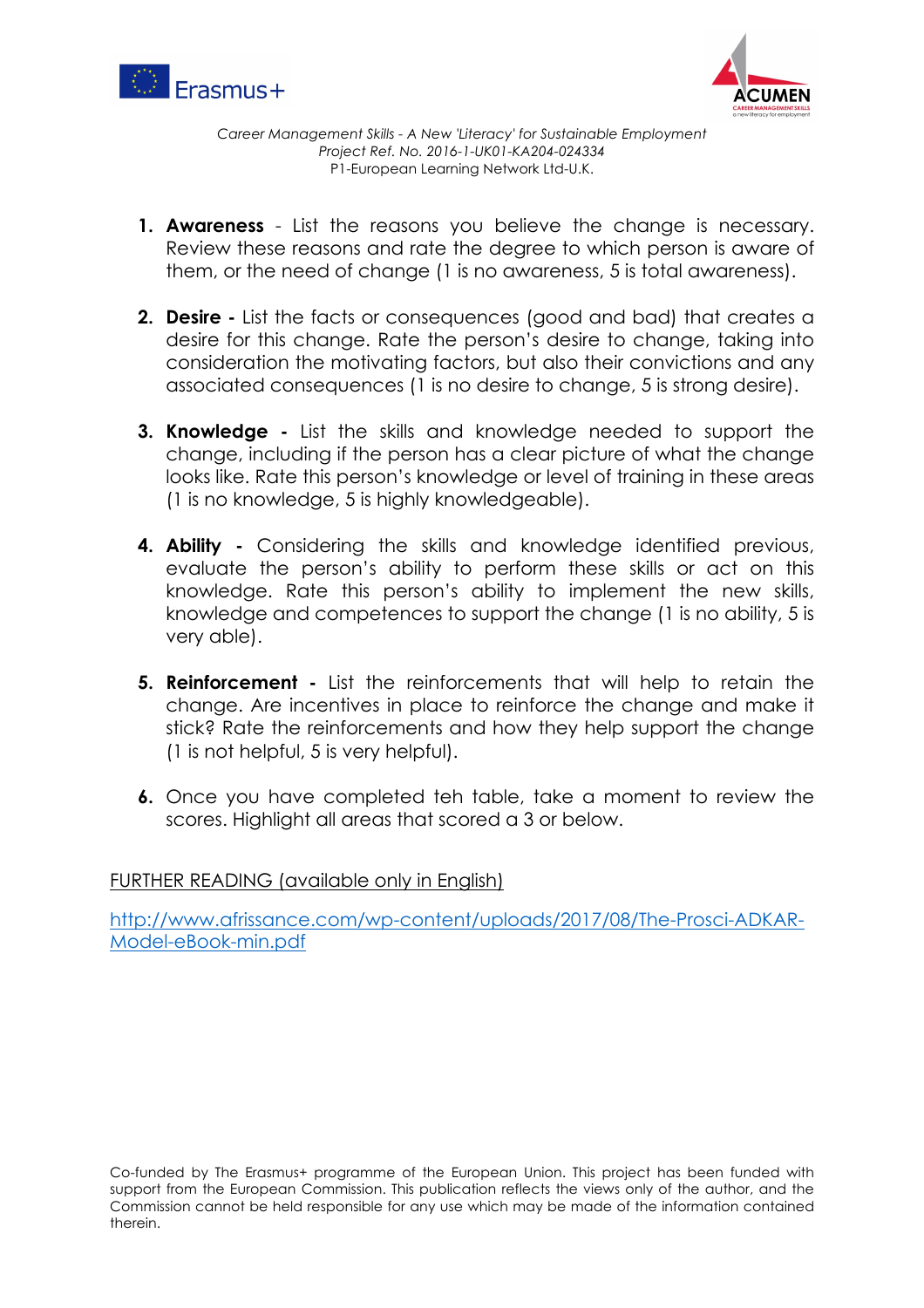1. **Awareness** - List the reasons you believe the change is necessary. Review these reasons and rate the degree to which person is aware of them, or the need of change (1 is no awareness, 5 is total awareness).

2. **Desire -** List the facts or consequences (good and bad) that creates a desire for this change. Rate the person's desire to change, taking into consideration the motivating factors, but also their convictions and any associated consequences (1 is no desire to change, 5 is strong desire).

3. **Knowledge -** List the skills and knowledge needed to support the change, including if the person has a clear picture of what the change looks like. Rate this person's knowledge or level of training in these areas (1 is no knowledge, 5 is highly knowledgeable).

4. **Ability -** Considering the skills and knowledge identified previous, evaluate the person's ability to perform these skills or act on this knowledge. Rate this person's ability to implement the new skills, knowledge and competences to support the change (1 is no ability, 5 is very able).

5. **Reinforcement -** List the reinforcements that will help to retain the change. Are incentives in place to reinforce the change and make it stick? Rate the reinforcements and how they help support the change (1 is not helpful, 5 is very helpful).

6. Once you have completed teh table, take a moment to review the scores. Highlight all areas that scored a 3 or below.

FURTHER READING (available only in English)

http://www.afrissance.com/wp-content/uploads/2017/08/The-Prosci-ADKAR-Model-eBook-min.pdf

Co-funded by The Erasmus+ programme of the European Union. This project has been funded with support from the European Commission. This publication reflects the views only of the author, and the Commission cannot be held responsible for any use which may be made of the information contained therein.